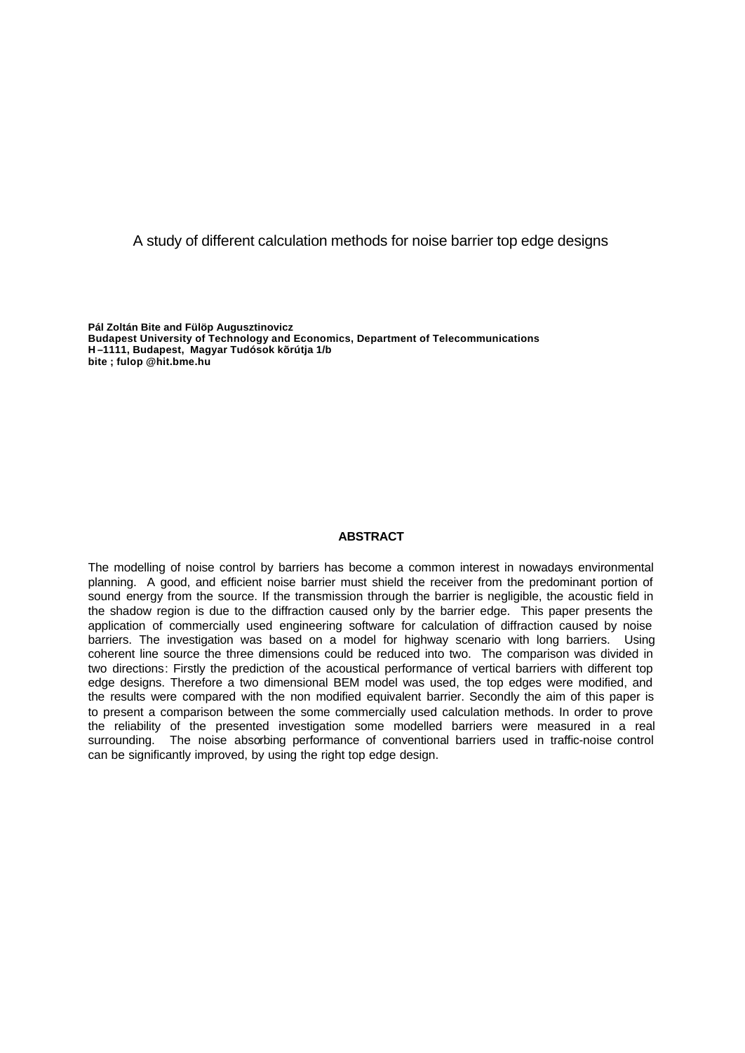# A study of different calculation methods for noise barrier top edge designs

**Pál Zoltán Bite and Fülöp Augusztinovicz**
**Budapest University of Technology and Economics, Department of Telecommunications**
**H –1111, Budapest, Magyar Tudósok kõrútja 1/b**
**bite ; fulop @hit.bme.hu**

## ABSTRACT

The modelling of noise control by barriers has become a common interest in nowadays environmental planning. A good, and efficient noise barrier must shield the receiver from the predominant portion of sound energy from the source. If the transmission through the barrier is negligible, the acoustic field in the shadow region is due to the diffraction caused only by the barrier edge. This paper presents the application of commercially used engineering software for calculation of diffraction caused by noise barriers. The investigation was based on a model for highway scenario with long barriers. Using coherent line source the three dimensions could be reduced into two. The comparison was divided in two directions: Firstly the prediction of the acoustical performance of vertical barriers with different top edge designs. Therefore a two dimensional BEM model was used, the top edges were modified, and the results were compared with the non modified equivalent barrier. Secondly the aim of this paper is to present a comparison between the some commercially used calculation methods. In order to prove the reliability of the presented investigation some modelled barriers were measured in a real surrounding. The noise absorbing performance of conventional barriers used in traffic-noise control can be significantly improved, by using the right top edge design.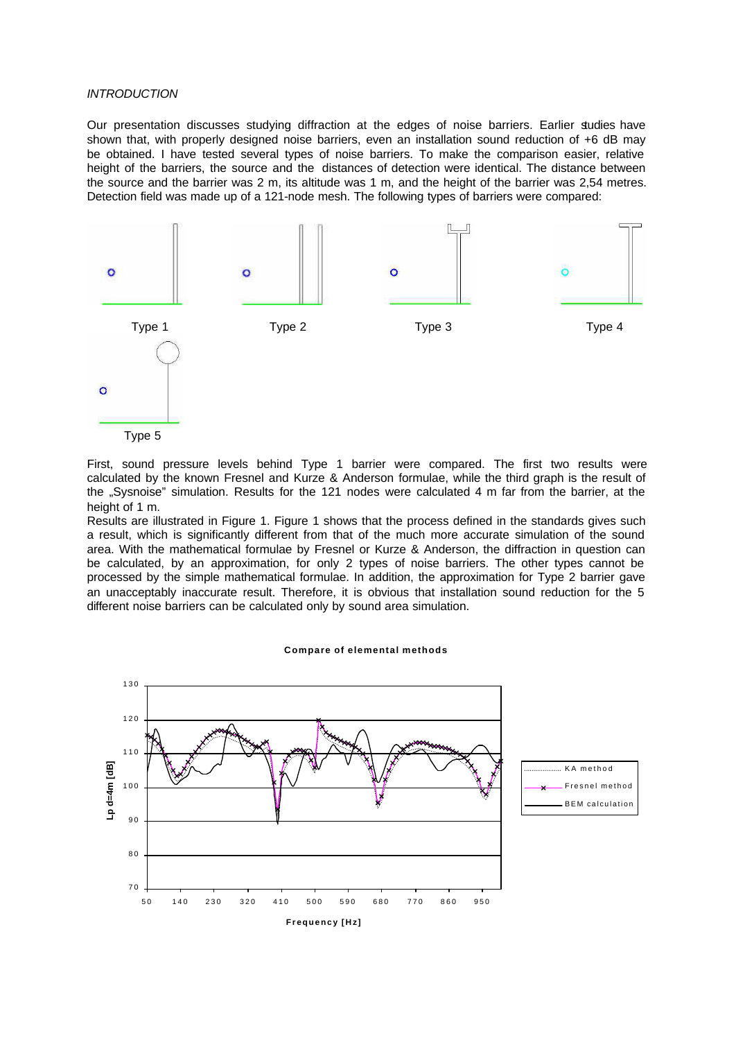*INTRODUCTION*

Our presentation discusses studying diffraction at the edges of noise barriers. Earlier studies have shown that, with properly designed noise barriers, even an installation sound reduction of +6 dB may be obtained. I have tested several types of noise barriers. To make the comparison easier, relative height of the barriers, the source and the distances of detection were identical. The distance between the source and the barrier was 2 m, its altitude was 1 m, and the height of the barrier was 2,54 metres. Detection field was made up of a 121-node mesh. The following types of barriers were compared:

Type 1 Type 2 Type 3 Type 4

Type 5

First, sound pressure levels behind Type 1 barrier were compared. The first two results were calculated by the known Fresnel and Kurze & Anderson formulae, while the third graph is the result of the „Sysnoise" simulation. Results for the 121 nodes were calculated 4 m far from the barrier, at the height of 1 m.

Results are illustrated in Figure 1. Figure 1 shows that the process defined in the standards gives such a result, which is significantly different from that of the much more accurate simulation of the sound area. With the mathematical formulae by Fresnel or Kurze & Anderson, the diffraction in question can be calculated, by an approximation, for only 2 types of noise barriers. The other types cannot be processed by the simple mathematical formulae. In addition, the approximation for Type 2 barrier gave an unacceptably inaccurate result. Therefore, it is obvious that installation sound reduction for the 5 different noise barriers can be calculated only by sound area simulation.

**Compare of elemental methods**

Lp d=4m [dB] vs. Frequency [Hz] — KA method, Fresnel method, BEM calculation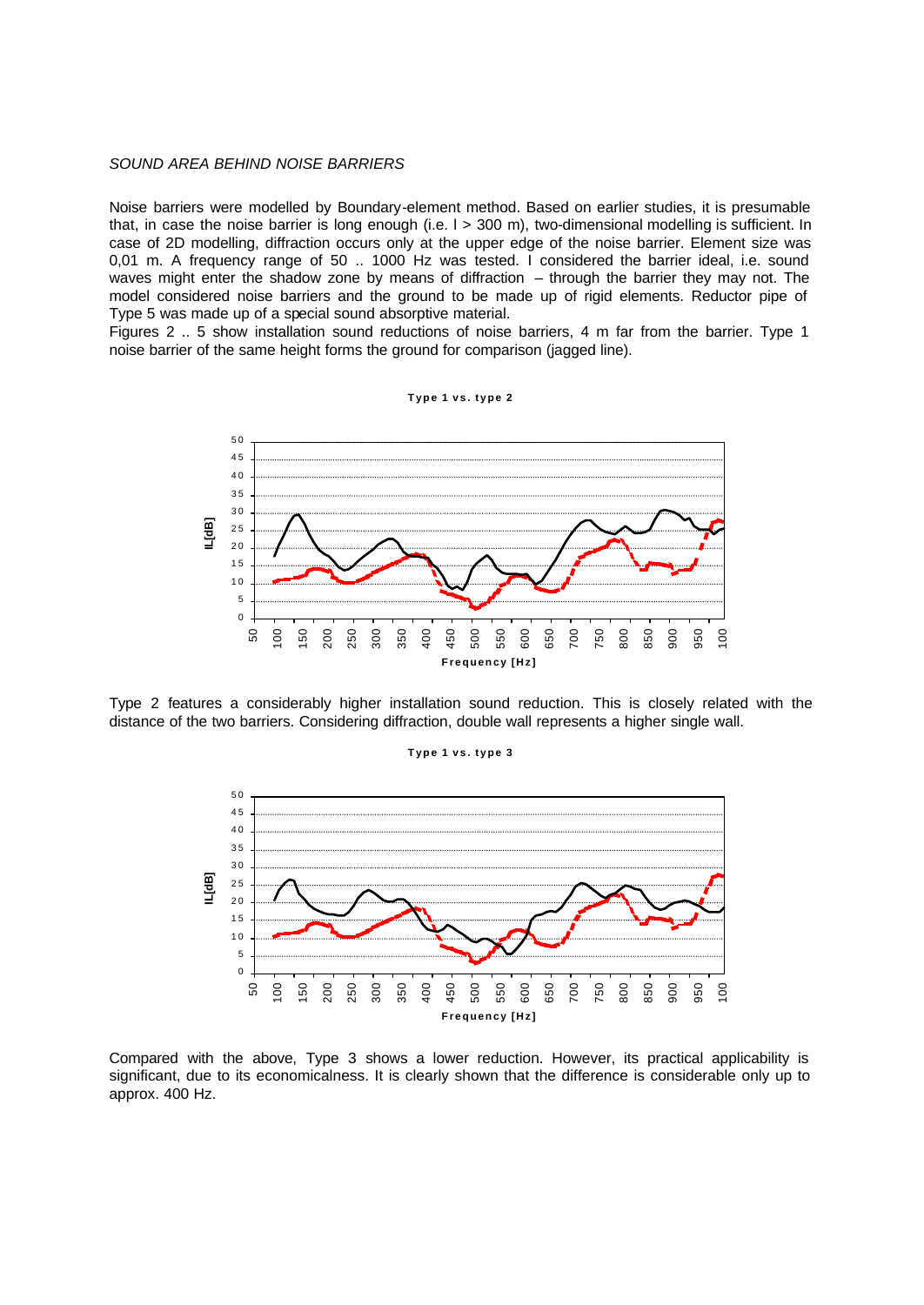*SOUND AREA BEHIND NOISE BARRIERS*

Noise barriers were modelled by Boundary-element method. Based on earlier studies, it is presumable that, in case the noise barrier is long enough (i.e. $l > 300$ m), two-dimensional modelling is sufficient. In case of 2D modelling, diffraction occurs only at the upper edge of the noise barrier. Element size was 0,01 m. A frequency range of 50 .. 1000 Hz was tested. I considered the barrier ideal, i.e. sound waves might enter the shadow zone by means of diffraction – through the barrier they may not. The model considered noise barriers and the ground to be made up of rigid elements. Reductor pipe of Type 5 was made up of a special sound absorptive material.

Figures 2 .. 5 show installation sound reductions of noise barriers, 4 m far from the barrier. Type 1 noise barrier of the same height forms the ground for comparison (jagged line).

**Type 1 vs. type 2**

Type 2 features a considerably higher installation sound reduction. This is closely related with the distance of the two barriers. Considering diffraction, double wall represents a higher single wall.

**Type 1 vs. type 3**

Compared with the above, Type 3 shows a lower reduction. However, its practical applicability is significant, due to its economicalness. It is clearly shown that the difference is considerable only up to approx. 400 Hz.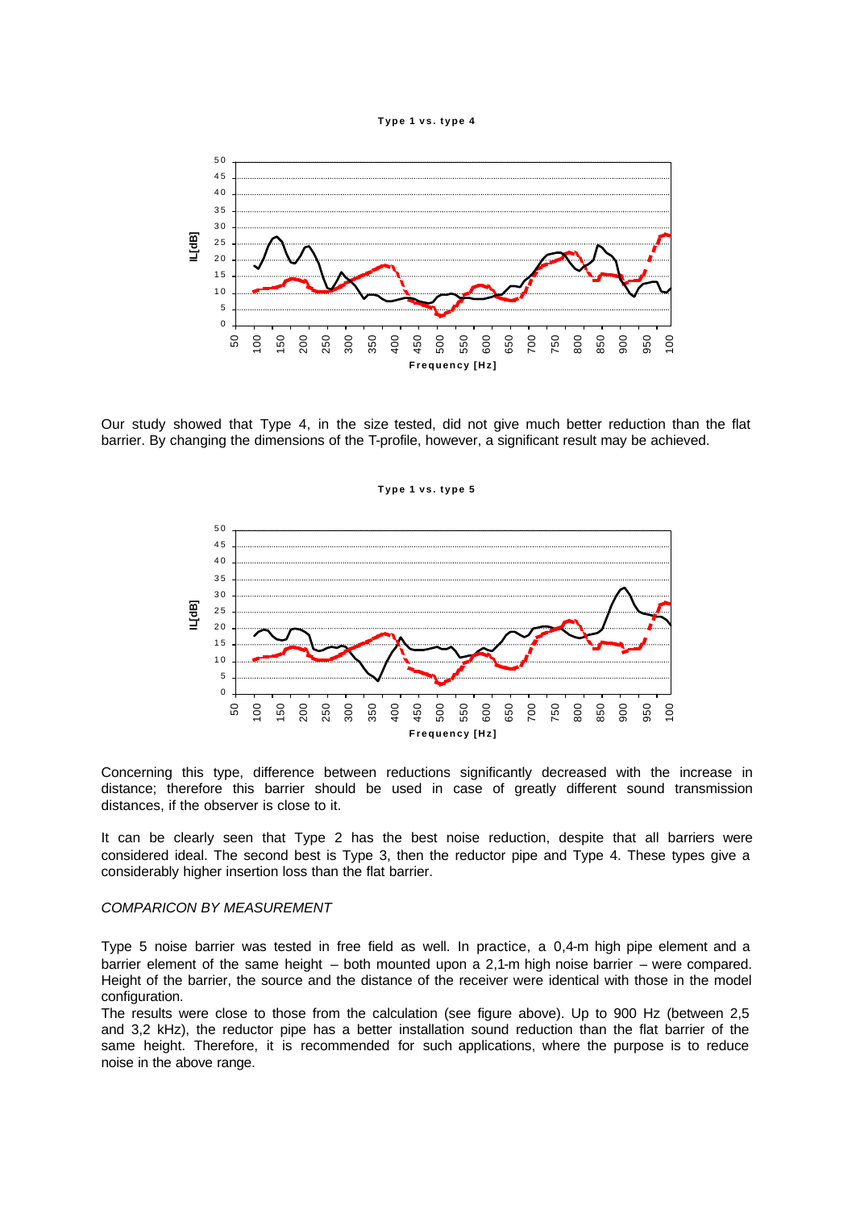**Type 1 vs. type 4**

Our study showed that Type 4, in the size tested, did not give much better reduction than the flat barrier. By changing the dimensions of the T-profile, however, a significant result may be achieved.

**Type 1 vs. type 5**

Concerning this type, difference between reductions significantly decreased with the increase in distance; therefore this barrier should be used in case of greatly different sound transmission distances, if the observer is close to it.

It can be clearly seen that Type 2 has the best noise reduction, despite that all barriers were considered ideal. The second best is Type 3, then the reductor pipe and Type 4. These types give a considerably higher insertion loss than the flat barrier.

*COMPARICON BY MEASUREMENT*

Type 5 noise barrier was tested in free field as well. In practice, a 0,4-m high pipe element and a barrier element of the same height – both mounted upon a 2,1-m high noise barrier – were compared. Height of the barrier, the source and the distance of the receiver were identical with those in the model configuration.

The results were close to those from the calculation (see figure above). Up to 900 Hz (between 2,5 and 3,2 kHz), the reductor pipe has a better installation sound reduction than the flat barrier of the same height. Therefore, it is recommended for such applications, where the purpose is to reduce noise in the above range.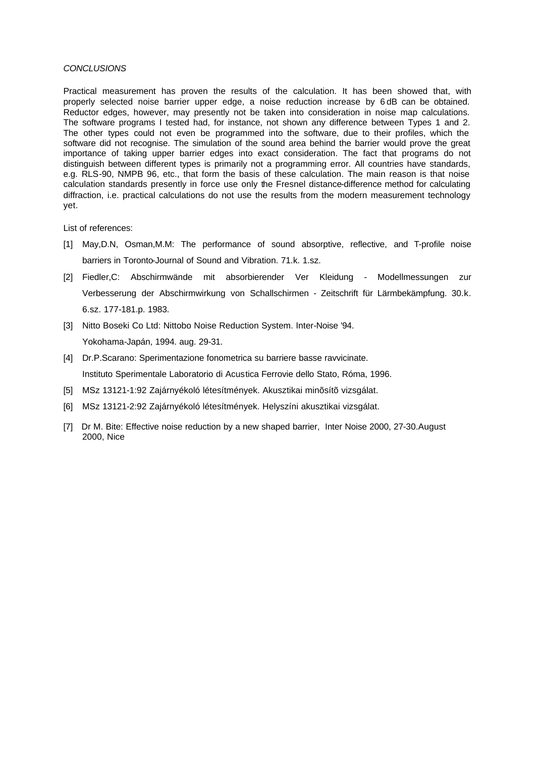*CONCLUSIONS*

Practical measurement has proven the results of the calculation. It has been showed that, with properly selected noise barrier upper edge, a noise reduction increase by 6 dB can be obtained. Reductor edges, however, may presently not be taken into consideration in noise map calculations. The software programs I tested had, for instance, not shown any difference between Types 1 and 2. The other types could not even be programmed into the software, due to their profiles, which the software did not recognise. The simulation of the sound area behind the barrier would prove the great importance of taking upper barrier edges into exact consideration. The fact that programs do not distinguish between different types is primarily not a programming error. All countries have standards, e.g. RLS-90, NMPB 96, etc., that form the basis of these calculation. The main reason is that noise calculation standards presently in force use only the Fresnel distance-difference method for calculating diffraction, i.e. practical calculations do not use the results from the modern measurement technology yet.

List of references:

[1] May,D.N, Osman,M.M: The performance of sound absorptive, reflective, and T-profile noise barriers in Toronto-Journal of Sound and Vibration. 71.k. 1.sz.

[2] Fiedler,C: Abschirmwände mit absorbierender Ver Kleidung - Modellmessungen zur Verbesserung der Abschirmwirkung von Schallschirmen - Zeitschrift für Lärmbekämpfung. 30.k. 6.sz. 177-181.p. 1983.

[3] Nitto Boseki Co Ltd: Nittobo Noise Reduction System. Inter-Noise '94. Yokohama-Japán, 1994. aug. 29-31.

[4] Dr.P.Scarano: Sperimentazione fonometrica su barriere basse ravvicinate. Instituto Sperimentale Laboratorio di Acustica Ferrovie dello Stato, Róma, 1996.

[5] MSz 13121-1:92 Zajárnyékoló létesítmények. Akusztikai minõsítõ vizsgálat.

[6] MSz 13121-2:92 Zajárnyékoló létesítmények. Helyszíni akusztikai vizsgálat.

[7] Dr M. Bite: Effective noise reduction by a new shaped barrier, Inter Noise 2000, 27-30.August 2000, Nice